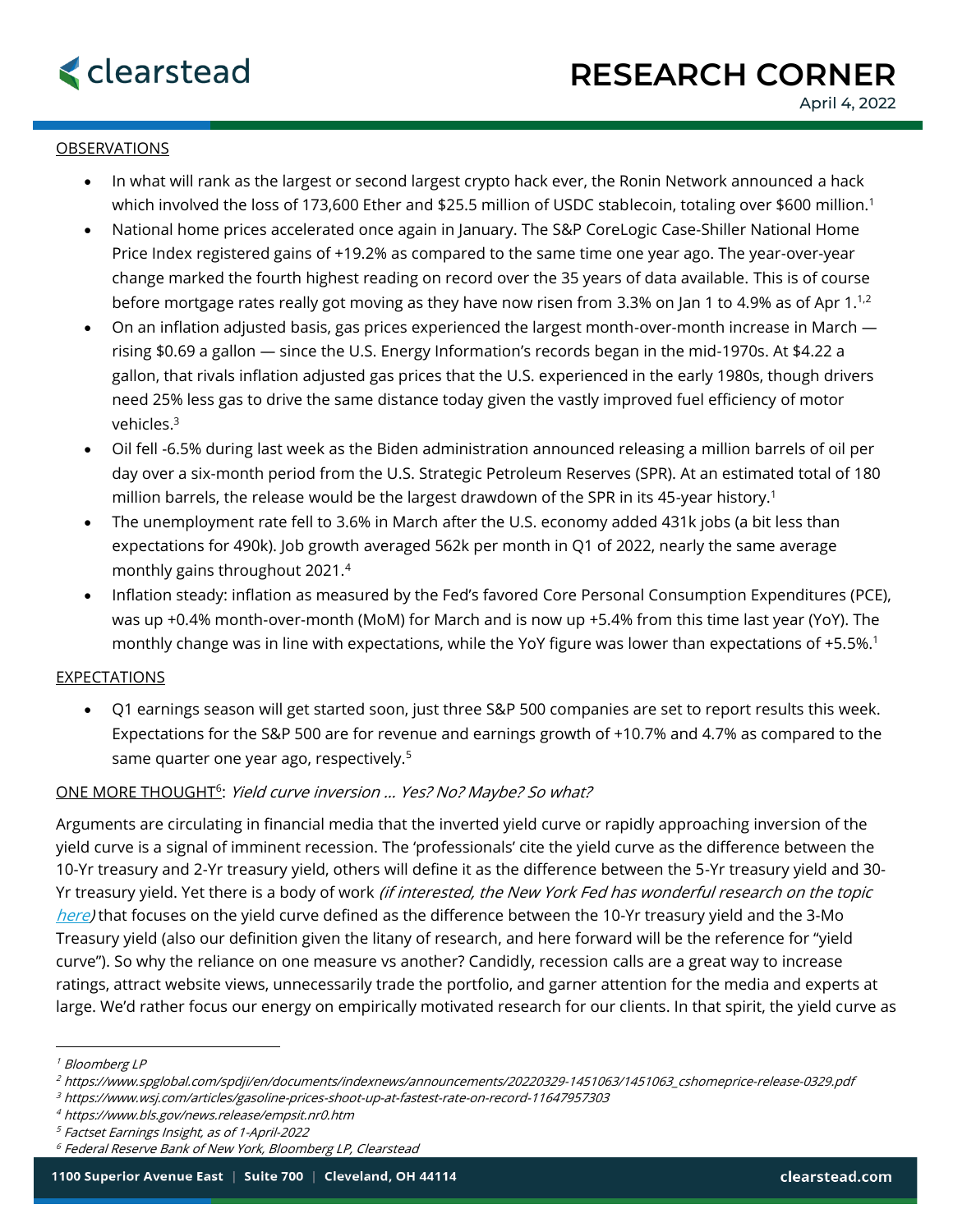# RESEARCH CORNER

April 4, 2022

## OBSERVATIONS

- In what will rank as the largest or second largest crypto hack ever, the Ronin Network announced a hack which involved the loss of 173,600 Ether and $25.5 million of USDC stablecoin, totaling over $600 million.[1]
- National home prices accelerated once again in January. The S&P CoreLogic Case-Shiller National Home Price Index registered gains of +19.2% as compared to the same time one year ago. The year-over-year change marked the fourth highest reading on record over the 35 years of data available. This is of course before mortgage rates really got moving as they have now risen from 3.3% on Jan 1 to 4.9% as of Apr 1.[1,2]
- On an inflation adjusted basis, gas prices experienced the largest month-over-month increase in March — rising $0.69 a gallon — since the U.S. Energy Information's records began in the mid-1970s. At $4.22 a gallon, that rivals inflation adjusted gas prices that the U.S. experienced in the early 1980s, though drivers need 25% less gas to drive the same distance today given the vastly improved fuel efficiency of motor vehicles.[3]
- Oil fell -6.5% during last week as the Biden administration announced releasing a million barrels of oil per day over a six-month period from the U.S. Strategic Petroleum Reserves (SPR). At an estimated total of 180 million barrels, the release would be the largest drawdown of the SPR in its 45-year history.[1]
- The unemployment rate fell to 3.6% in March after the U.S. economy added 431k jobs (a bit less than expectations for 490k). Job growth averaged 562k per month in Q1 of 2022, nearly the same average monthly gains throughout 2021.[4]
- Inflation steady: inflation as measured by the Fed's favored Core Personal Consumption Expenditures (PCE), was up +0.4% month-over-month (MoM) for March and is now up +5.4% from this time last year (YoY). The monthly change was in line with expectations, while the YoY figure was lower than expectations of +5.5%.[1]

## EXPECTATIONS

- Q1 earnings season will get started soon, just three S&P 500 companies are set to report results this week. Expectations for the S&P 500 are for revenue and earnings growth of +10.7% and 4.7% as compared to the same quarter one year ago, respectively.[5]

## ONE MORE THOUGHT[6]: *Yield curve inversion … Yes? No? Maybe? So what?*

Arguments are circulating in financial media that the inverted yield curve or rapidly approaching inversion of the yield curve is a signal of imminent recession. The 'professionals' cite the yield curve as the difference between the 10-Yr treasury and 2-Yr treasury yield, others will define it as the difference between the 5-Yr treasury yield and 30-Yr treasury yield. Yet there is a body of work *(if interested, the New York Fed has wonderful research on the topic [here](here))* that focuses on the yield curve defined as the difference between the 10-Yr treasury yield and the 3-Mo Treasury yield (also our definition given the litany of research, and here forward will be the reference for "yield curve"). So why the reliance on one measure vs another? Candidly, recession calls are a great way to increase ratings, attract website views, unnecessarily trade the portfolio, and garner attention for the media and experts at large. We'd rather focus our energy on empirically motivated research for our clients. In that spirit, the yield curve as

---

[1] *Bloomberg LP*

[2] *https://www.spglobal.com/spdji/en/documents/indexnews/announcements/20220329-1451063/1451063_cshomeprice-release-0329.pdf*

[3] *https://www.wsj.com/articles/gasoline-prices-shoot-up-at-fastest-rate-on-record-11647957303*

[4] *https://www.bls.gov/news.release/empsit.nr0.htm*

[5] *Factset Earnings Insight, as of 1-April-2022*

[6] *Federal Reserve Bank of New York, Bloomberg LP, Clearstead*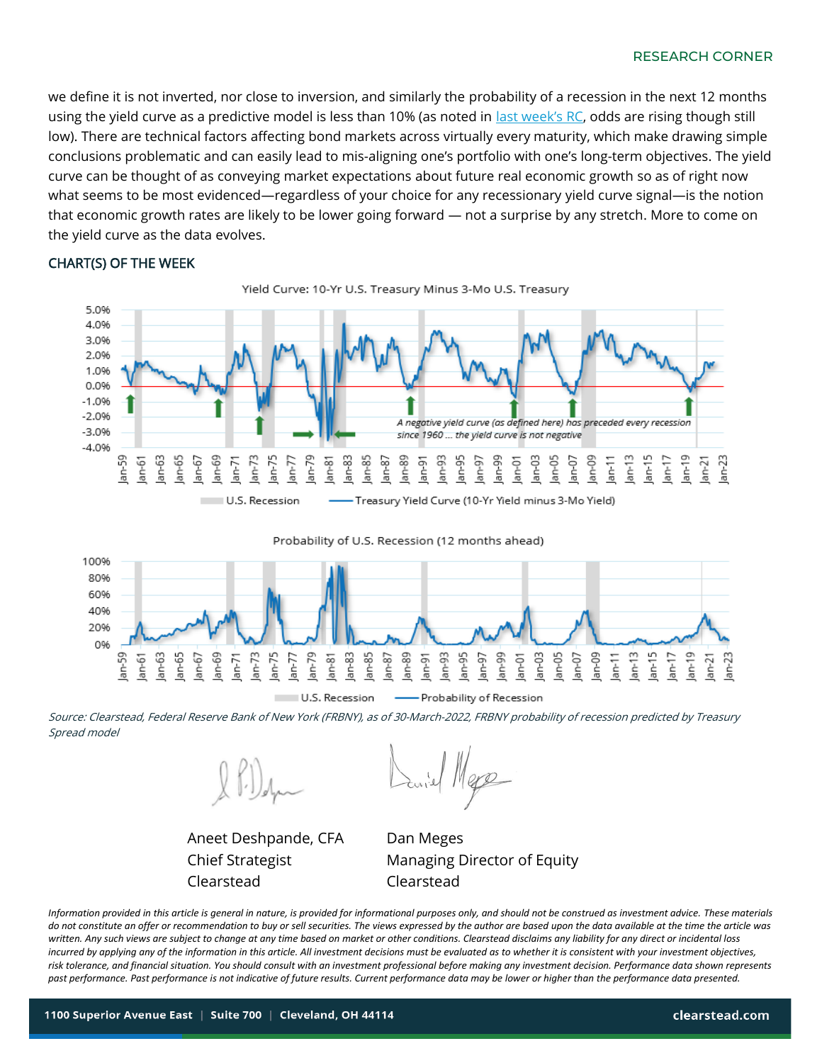we define it is not inverted, nor close to inversion, and similarly the probability of a recession in the next 12 months using the yield curve as a predictive model is less than 10% (as noted in last week's RC, odds are rising though still low). There are technical factors affecting bond markets across virtually every maturity, which make drawing simple conclusions problematic and can easily lead to mis-aligning one's portfolio with one's long-term objectives. The yield curve can be thought of as conveying market expectations about future real economic growth so as of right now what seems to be most evidenced—regardless of your choice for any recessionary yield curve signal—is the notion that economic growth rates are likely to be lower going forward — not a surprise by any stretch. More to come on the yield curve as the data evolves.

## CHART(S) OF THE WEEK

Yield Curve: 10-Yr U.S. Treasury Minus 3-Mo U.S. Treasury

5.0%
4.0%
3.0%
2.0%
1.0%
0.0%
-1.0%
-2.0%
-3.0%
-4.0%

Jan-59 Jan-61 Jan-63 Jan-65 Jan-67 Jan-69 Jan-71 Jan-73 Jan-75 Jan-77 Jan-79 Jan-81 Jan-83 Jan-85 Jan-87 Jan-89 Jan-91 Jan-93 Jan-95 Jan-97 Jan-99 Jan-01 Jan-03 Jan-05 Jan-07 Jan-09 Jan-11 Jan-13 Jan-15 Jan-17 Jan-19 Jan-21 Jan-23

*A negative yield curve (as defined here) has preceded every recession since 1960 ... the yield curve is not negative*

U.S. Recession — Treasury Yield Curve (10-Yr Yield minus 3-Mo Yield)

Probability of U.S. Recession (12 months ahead)

100%
80%
60%
40%
20%
0%

Jan-59 Jan-61 Jan-63 Jan-65 Jan-67 Jan-69 Jan-71 Jan-73 Jan-75 Jan-77 Jan-79 Jan-81 Jan-83 Jan-85 Jan-87 Jan-89 Jan-91 Jan-93 Jan-95 Jan-97 Jan-99 Jan-01 Jan-03 Jan-05 Jan-07 Jan-09 Jan-11 Jan-13 Jan-15 Jan-17 Jan-19 Jan-21 Jan-23

U.S. Recession — Probability of Recession

*Source: Clearstead, Federal Reserve Bank of New York (FRBNY), as of 30-March-2022, FRBNY probability of recession predicted by Treasury Spread model*

Aneet Deshpande, CFA
Chief Strategist
Clearstead

Dan Meges
Managing Director of Equity
Clearstead

*Information provided in this article is general in nature, is provided for informational purposes only, and should not be construed as investment advice. These materials do not constitute an offer or recommendation to buy or sell securities. The views expressed by the author are based upon the data available at the time the article was written. Any such views are subject to change at any time based on market or other conditions. Clearstead disclaims any liability for any direct or incidental loss incurred by applying any of the information in this article. All investment decisions must be evaluated as to whether it is consistent with your investment objectives, risk tolerance, and financial situation. You should consult with an investment professional before making any investment decision. Performance data shown represents past performance. Past performance is not indicative of future results. Current performance data may be lower or higher than the performance data presented.*

1100 Superior Avenue East | Suite 700 | Cleveland, OH 44114 — clearstead.com